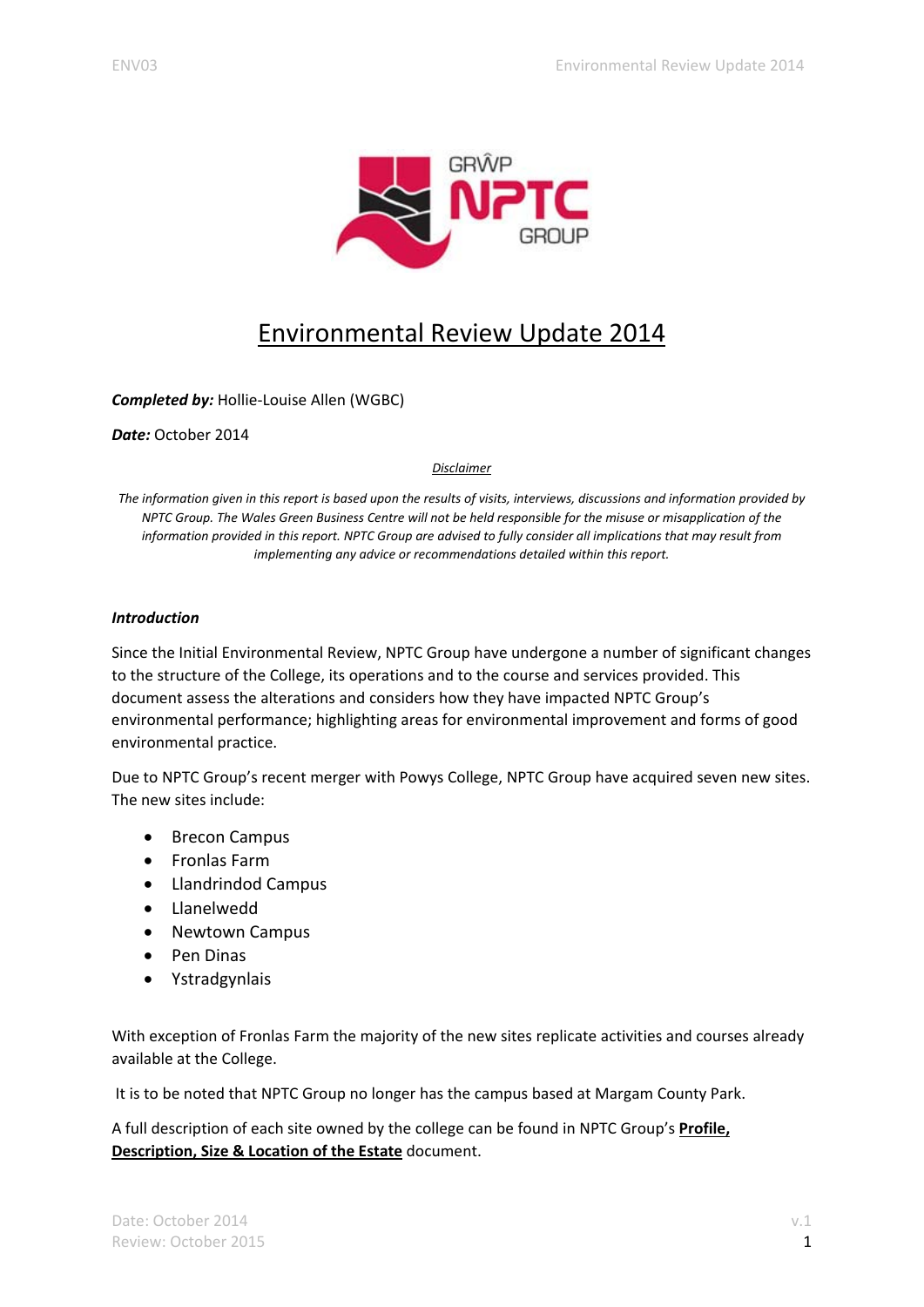# Environmental Review Update 2014

***Completed by:*** Hollie-Louise Allen (WGBC)

***Date:*** October 2014

*Disclaimer*

*The information given in this report is based upon the results of visits, interviews, discussions and information provided by NPTC Group. The Wales Green Business Centre will not be held responsible for the misuse or misapplication of the information provided in this report. NPTC Group are advised to fully consider all implications that may result from implementing any advice or recommendations detailed within this report.*

### *Introduction*

Since the Initial Environmental Review, NPTC Group have undergone a number of significant changes to the structure of the College, its operations and to the course and services provided. This document assess the alterations and considers how they have impacted NPTC Group's environmental performance; highlighting areas for environmental improvement and forms of good environmental practice.

Due to NPTC Group's recent merger with Powys College, NPTC Group have acquired seven new sites. The new sites include:

- Brecon Campus
- Fronlas Farm
- Llandrindod Campus
- Llanelwedd
- Newtown Campus
- Pen Dinas
- Ystradgynlais

With exception of Fronlas Farm the majority of the new sites replicate activities and courses already available at the College.

It is to be noted that NPTC Group no longer has the campus based at Margam County Park.

A full description of each site owned by the college can be found in NPTC Group's **Profile, Description, Size & Location of the Estate** document.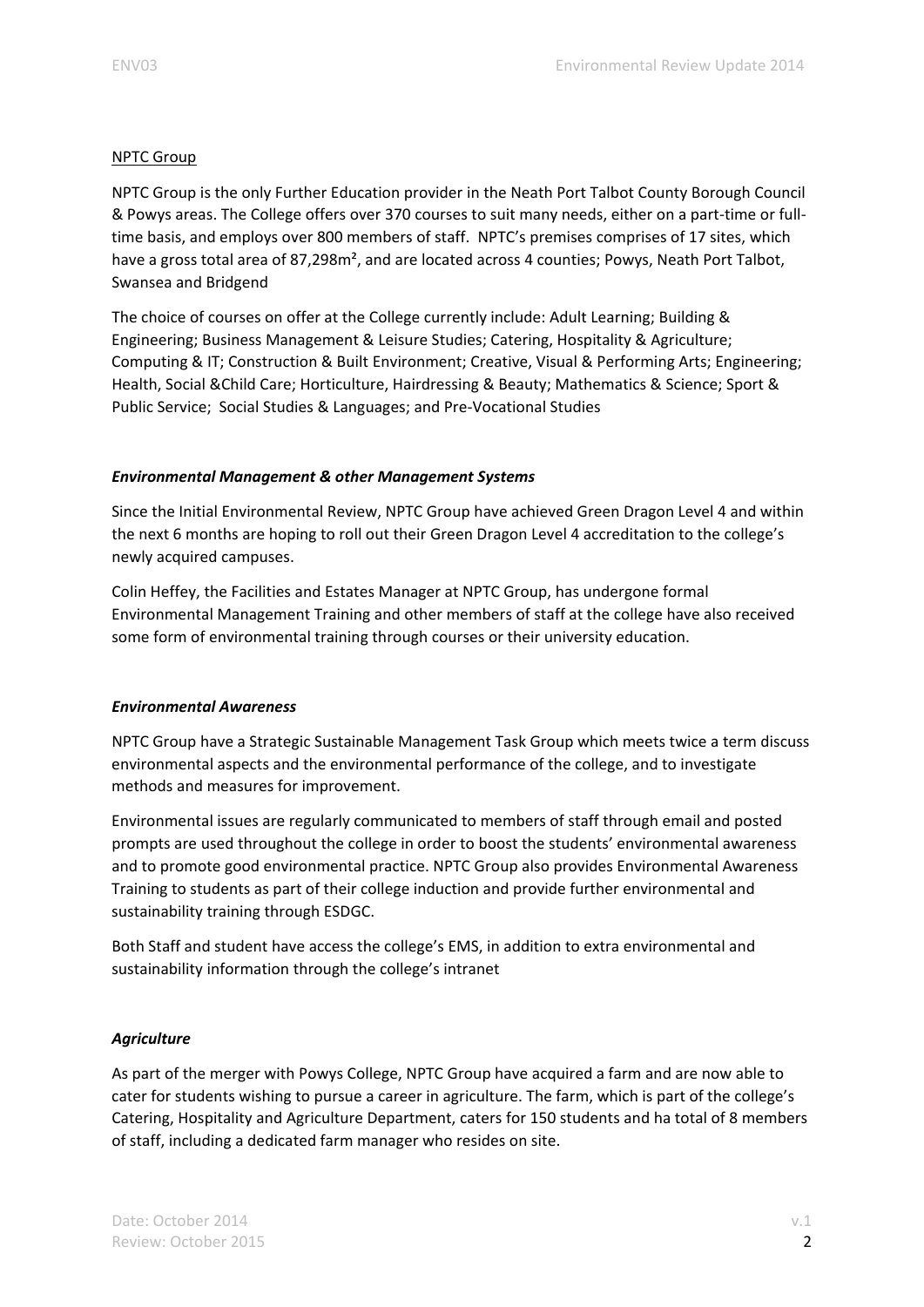NPTC Group

NPTC Group is the only Further Education provider in the Neath Port Talbot County Borough Council & Powys areas. The College offers over 370 courses to suit many needs, either on a part-time or full-time basis, and employs over 800 members of staff. NPTC's premises comprises of 17 sites, which have a gross total area of 87,298m², and are located across 4 counties; Powys, Neath Port Talbot, Swansea and Bridgend

The choice of courses on offer at the College currently include: Adult Learning; Building & Engineering; Business Management & Leisure Studies; Catering, Hospitality & Agriculture; Computing & IT; Construction & Built Environment; Creative, Visual & Performing Arts; Engineering; Health, Social &Child Care; Horticulture, Hairdressing & Beauty; Mathematics & Science; Sport & Public Service; Social Studies & Languages; and Pre-Vocational Studies

### *Environmental Management & other Management Systems*

Since the Initial Environmental Review, NPTC Group have achieved Green Dragon Level 4 and within the next 6 months are hoping to roll out their Green Dragon Level 4 accreditation to the college's newly acquired campuses.

Colin Heffey, the Facilities and Estates Manager at NPTC Group, has undergone formal Environmental Management Training and other members of staff at the college have also received some form of environmental training through courses or their university education.

### *Environmental Awareness*

NPTC Group have a Strategic Sustainable Management Task Group which meets twice a term discuss environmental aspects and the environmental performance of the college, and to investigate methods and measures for improvement.

Environmental issues are regularly communicated to members of staff through email and posted prompts are used throughout the college in order to boost the students' environmental awareness and to promote good environmental practice. NPTC Group also provides Environmental Awareness Training to students as part of their college induction and provide further environmental and sustainability training through ESDGC.

Both Staff and student have access the college's EMS, in addition to extra environmental and sustainability information through the college's intranet

### *Agriculture*

As part of the merger with Powys College, NPTC Group have acquired a farm and are now able to cater for students wishing to pursue a career in agriculture. The farm, which is part of the college's Catering, Hospitality and Agriculture Department, caters for 150 students and ha total of 8 members of staff, including a dedicated farm manager who resides on site.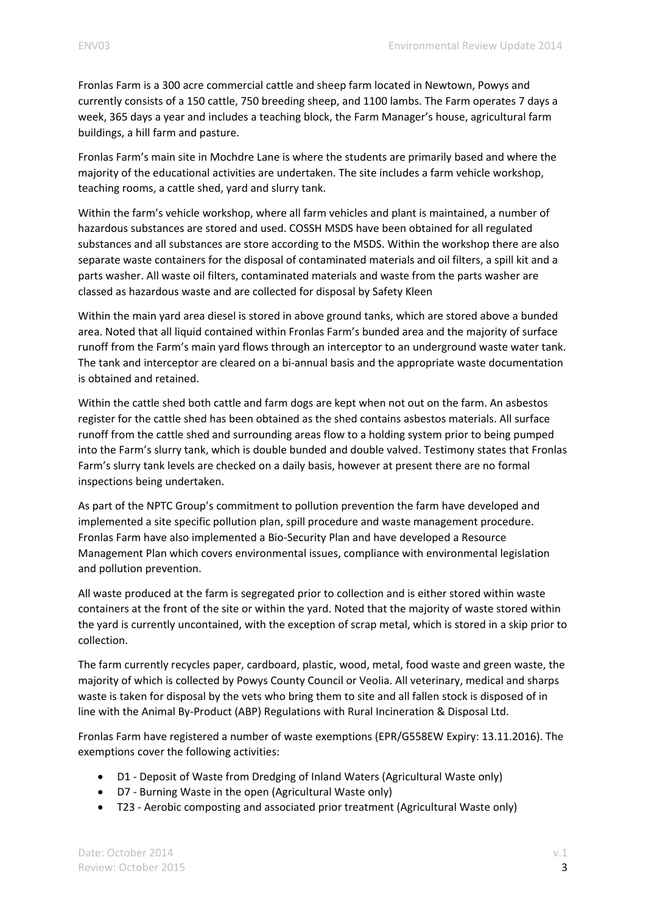Fronlas Farm is a 300 acre commercial cattle and sheep farm located in Newtown, Powys and currently consists of a 150 cattle, 750 breeding sheep, and 1100 lambs. The Farm operates 7 days a week, 365 days a year and includes a teaching block, the Farm Manager's house, agricultural farm buildings, a hill farm and pasture.

Fronlas Farm's main site in Mochdre Lane is where the students are primarily based and where the majority of the educational activities are undertaken. The site includes a farm vehicle workshop, teaching rooms, a cattle shed, yard and slurry tank.

Within the farm's vehicle workshop, where all farm vehicles and plant is maintained, a number of hazardous substances are stored and used. COSSH MSDS have been obtained for all regulated substances and all substances are store according to the MSDS. Within the workshop there are also separate waste containers for the disposal of contaminated materials and oil filters, a spill kit and a parts washer. All waste oil filters, contaminated materials and waste from the parts washer are classed as hazardous waste and are collected for disposal by Safety Kleen

Within the main yard area diesel is stored in above ground tanks, which are stored above a bunded area. Noted that all liquid contained within Fronlas Farm's bunded area and the majority of surface runoff from the Farm's main yard flows through an interceptor to an underground waste water tank. The tank and interceptor are cleared on a bi-annual basis and the appropriate waste documentation is obtained and retained.

Within the cattle shed both cattle and farm dogs are kept when not out on the farm. An asbestos register for the cattle shed has been obtained as the shed contains asbestos materials. All surface runoff from the cattle shed and surrounding areas flow to a holding system prior to being pumped into the Farm's slurry tank, which is double bunded and double valved. Testimony states that Fronlas Farm's slurry tank levels are checked on a daily basis, however at present there are no formal inspections being undertaken.

As part of the NPTC Group's commitment to pollution prevention the farm have developed and implemented a site specific pollution plan, spill procedure and waste management procedure. Fronlas Farm have also implemented a Bio-Security Plan and have developed a Resource Management Plan which covers environmental issues, compliance with environmental legislation and pollution prevention.

All waste produced at the farm is segregated prior to collection and is either stored within waste containers at the front of the site or within the yard. Noted that the majority of waste stored within the yard is currently uncontained, with the exception of scrap metal, which is stored in a skip prior to collection.

The farm currently recycles paper, cardboard, plastic, wood, metal, food waste and green waste, the majority of which is collected by Powys County Council or Veolia. All veterinary, medical and sharps waste is taken for disposal by the vets who bring them to site and all fallen stock is disposed of in line with the Animal By-Product (ABP) Regulations with Rural Incineration & Disposal Ltd.

Fronlas Farm have registered a number of waste exemptions (EPR/G558EW Expiry: 13.11.2016). The exemptions cover the following activities:

- D1 - Deposit of Waste from Dredging of Inland Waters (Agricultural Waste only)
- D7 - Burning Waste in the open (Agricultural Waste only)
- T23 - Aerobic composting and associated prior treatment (Agricultural Waste only)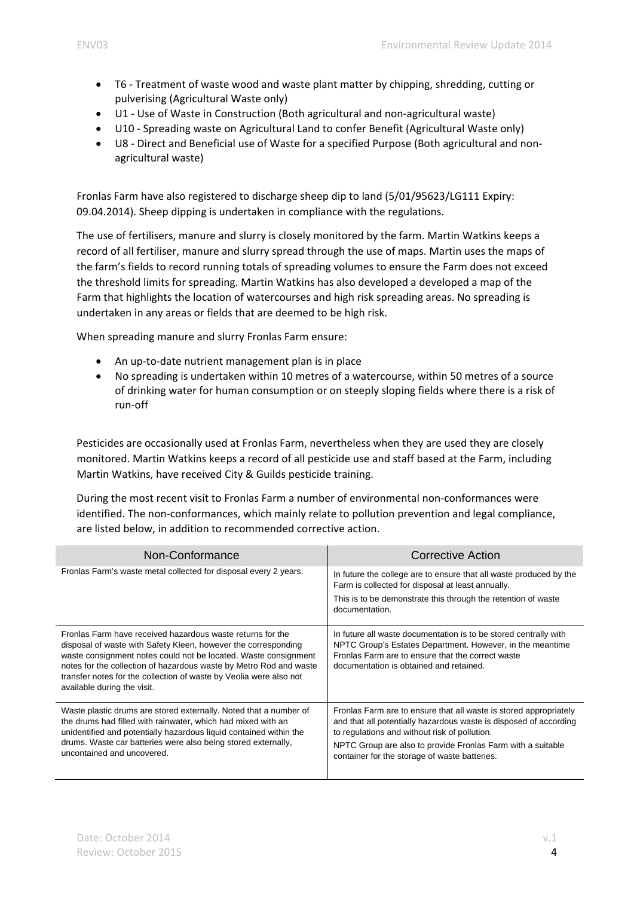- T6 - Treatment of waste wood and waste plant matter by chipping, shredding, cutting or pulverising (Agricultural Waste only)
- U1 - Use of Waste in Construction (Both agricultural and non-agricultural waste)
- U10 - Spreading waste on Agricultural Land to confer Benefit (Agricultural Waste only)
- U8 - Direct and Beneficial use of Waste for a specified Purpose (Both agricultural and non-agricultural waste)

Fronlas Farm have also registered to discharge sheep dip to land (5/01/95623/LG111 Expiry: 09.04.2014). Sheep dipping is undertaken in compliance with the regulations.

The use of fertilisers, manure and slurry is closely monitored by the farm. Martin Watkins keeps a record of all fertiliser, manure and slurry spread through the use of maps. Martin uses the maps of the farm's fields to record running totals of spreading volumes to ensure the Farm does not exceed the threshold limits for spreading. Martin Watkins has also developed a developed a map of the Farm that highlights the location of watercourses and high risk spreading areas. No spreading is undertaken in any areas or fields that are deemed to be high risk.

When spreading manure and slurry Fronlas Farm ensure:

- An up-to-date nutrient management plan is in place
- No spreading is undertaken within 10 metres of a watercourse, within 50 metres of a source of drinking water for human consumption or on steeply sloping fields where there is a risk of run-off

Pesticides are occasionally used at Fronlas Farm, nevertheless when they are used they are closely monitored. Martin Watkins keeps a record of all pesticide use and staff based at the Farm, including Martin Watkins, have received City & Guilds pesticide training.

During the most recent visit to Fronlas Farm a number of environmental non-conformances were identified. The non-conformances, which mainly relate to pollution prevention and legal compliance, are listed below, in addition to recommended corrective action.

| Non-Conformance | Corrective Action |
| --- | --- |
| Fronlas Farm's waste metal collected for disposal every 2 years. | In future the college are to ensure that all waste produced by the Farm is collected for disposal at least annually.<br>This is to be demonstrate this through the retention of waste documentation. |
| Fronlas Farm have received hazardous waste returns for the disposal of waste with Safety Kleen, however the corresponding waste consignment notes could not be located. Waste consignment notes for the collection of hazardous waste by Metro Rod and waste transfer notes for the collection of waste by Veolia were also not available during the visit. | In future all waste documentation is to be stored centrally with NPTC Group's Estates Department. However, in the meantime Fronlas Farm are to ensure that the correct waste documentation is obtained and retained. |
| Waste plastic drums are stored externally. Noted that a number of the drums had filled with rainwater, which had mixed with an unidentified and potentially hazardous liquid contained within the drums. Waste car batteries were also being stored externally, uncontained and uncovered. | Fronlas Farm are to ensure that all waste is stored appropriately and that all potentially hazardous waste is disposed of according to regulations and without risk of pollution.<br>NPTC Group are also to provide Fronlas Farm with a suitable container for the storage of waste batteries. |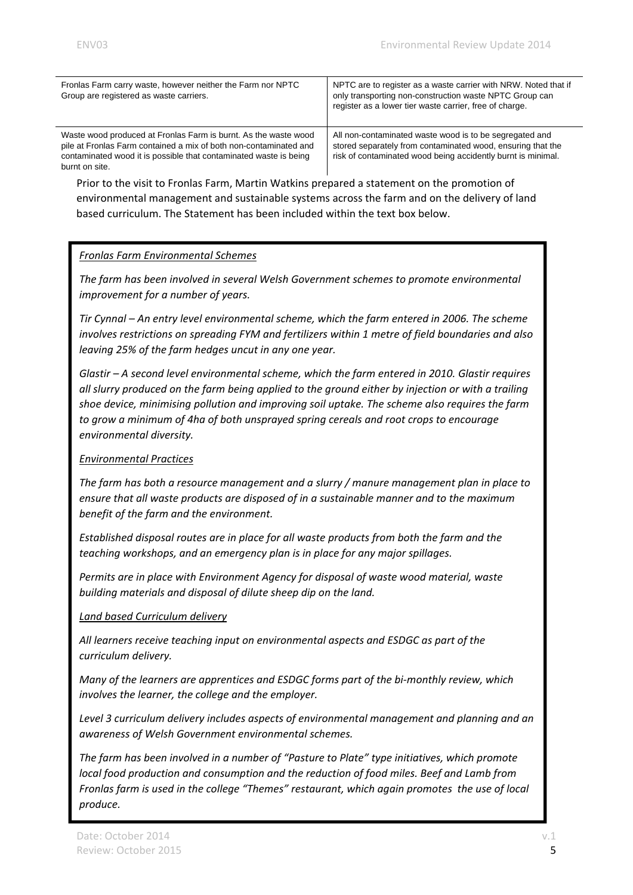| | |
|---|---|
| Fronlas Farm carry waste, however neither the Farm nor NPTC Group are registered as waste carriers. | NPTC are to register as a waste carrier with NRW. Noted that if only transporting non-construction waste NPTC Group can register as a lower tier waste carrier, free of charge. |
| Waste wood produced at Fronlas Farm is burnt. As the waste wood pile at Fronlas Farm contained a mix of both non-contaminated and contaminated wood it is possible that contaminated waste is being burnt on site. | All non-contaminated waste wood is to be segregated and stored separately from contaminated wood, ensuring that the risk of contaminated wood being accidently burnt is minimal. |

Prior to the visit to Fronlas Farm, Martin Watkins prepared a statement on the promotion of environmental management and sustainable systems across the farm and on the delivery of land based curriculum. The Statement has been included within the text box below.

*Fronlas Farm Environmental Schemes*

*The farm has been involved in several Welsh Government schemes to promote environmental improvement for a number of years.*

*Tir Cynnal – An entry level environmental scheme, which the farm entered in 2006. The scheme involves restrictions on spreading FYM and fertilizers within 1 metre of field boundaries and also leaving 25% of the farm hedges uncut in any one year.*

*Glastir – A second level environmental scheme, which the farm entered in 2010. Glastir requires all slurry produced on the farm being applied to the ground either by injection or with a trailing shoe device, minimising pollution and improving soil uptake. The scheme also requires the farm to grow a minimum of 4ha of both unsprayed spring cereals and root crops to encourage environmental diversity.*

*Environmental Practices*

*The farm has both a resource management and a slurry / manure management plan in place to ensure that all waste products are disposed of in a sustainable manner and to the maximum benefit of the farm and the environment.*

*Established disposal routes are in place for all waste products from both the farm and the teaching workshops, and an emergency plan is in place for any major spillages.*

*Permits are in place with Environment Agency for disposal of waste wood material, waste building materials and disposal of dilute sheep dip on the land.*

*Land based Curriculum delivery*

*All learners receive teaching input on environmental aspects and ESDGC as part of the curriculum delivery.*

*Many of the learners are apprentices and ESDGC forms part of the bi-monthly review, which involves the learner, the college and the employer.*

*Level 3 curriculum delivery includes aspects of environmental management and planning and an awareness of Welsh Government environmental schemes.*

*The farm has been involved in a number of "Pasture to Plate" type initiatives, which promote local food production and consumption and the reduction of food miles. Beef and Lamb from Fronlas farm is used in the college "Themes" restaurant, which again promotes the use of local produce.*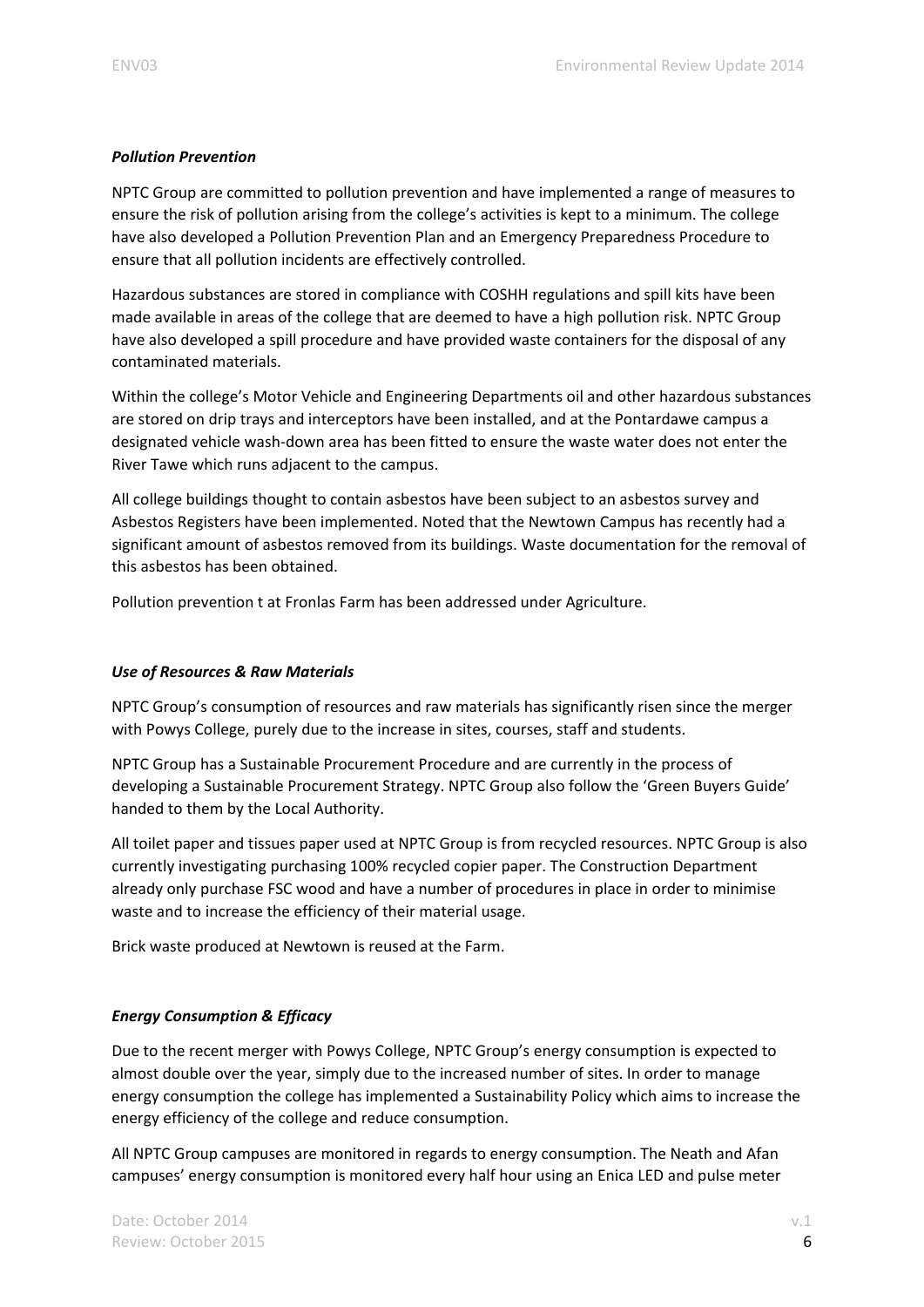***Pollution Prevention***

NPTC Group are committed to pollution prevention and have implemented a range of measures to ensure the risk of pollution arising from the college's activities is kept to a minimum. The college have also developed a Pollution Prevention Plan and an Emergency Preparedness Procedure to ensure that all pollution incidents are effectively controlled.

Hazardous substances are stored in compliance with COSHH regulations and spill kits have been made available in areas of the college that are deemed to have a high pollution risk. NPTC Group have also developed a spill procedure and have provided waste containers for the disposal of any contaminated materials.

Within the college's Motor Vehicle and Engineering Departments oil and other hazardous substances are stored on drip trays and interceptors have been installed, and at the Pontardawe campus a designated vehicle wash-down area has been fitted to ensure the waste water does not enter the River Tawe which runs adjacent to the campus.

All college buildings thought to contain asbestos have been subject to an asbestos survey and Asbestos Registers have been implemented. Noted that the Newtown Campus has recently had a significant amount of asbestos removed from its buildings. Waste documentation for the removal of this asbestos has been obtained.

Pollution prevention t at Fronlas Farm has been addressed under Agriculture.

***Use of Resources & Raw Materials***

NPTC Group's consumption of resources and raw materials has significantly risen since the merger with Powys College, purely due to the increase in sites, courses, staff and students.

NPTC Group has a Sustainable Procurement Procedure and are currently in the process of developing a Sustainable Procurement Strategy. NPTC Group also follow the 'Green Buyers Guide' handed to them by the Local Authority.

All toilet paper and tissues paper used at NPTC Group is from recycled resources. NPTC Group is also currently investigating purchasing 100% recycled copier paper. The Construction Department already only purchase FSC wood and have a number of procedures in place in order to minimise waste and to increase the efficiency of their material usage.

Brick waste produced at Newtown is reused at the Farm.

***Energy Consumption & Efficacy***

Due to the recent merger with Powys College, NPTC Group's energy consumption is expected to almost double over the year, simply due to the increased number of sites. In order to manage energy consumption the college has implemented a Sustainability Policy which aims to increase the energy efficiency of the college and reduce consumption.

All NPTC Group campuses are monitored in regards to energy consumption. The Neath and Afan campuses' energy consumption is monitored every half hour using an Enica LED and pulse meter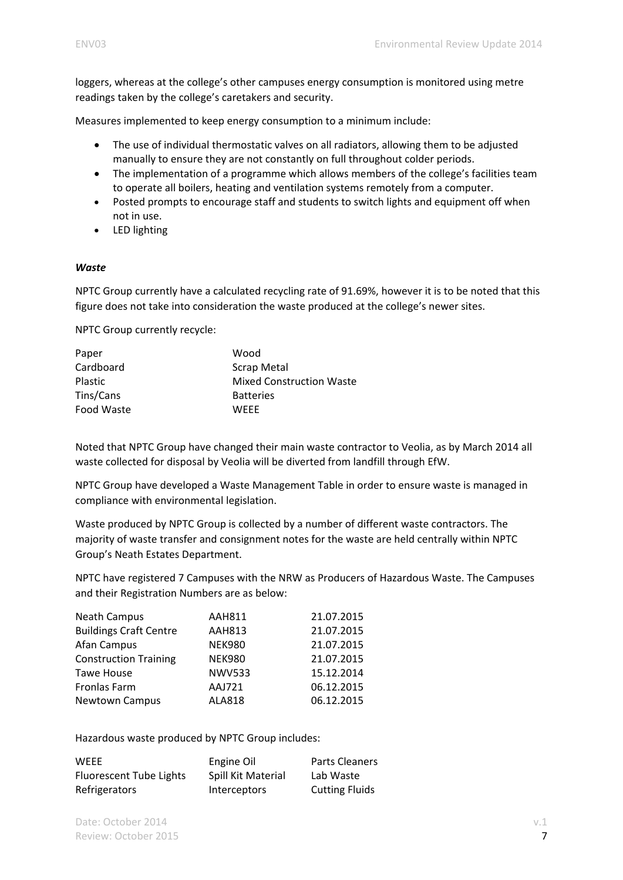loggers, whereas at the college's other campuses energy consumption is monitored using metre readings taken by the college's caretakers and security.

Measures implemented to keep energy consumption to a minimum include:

- The use of individual thermostatic valves on all radiators, allowing them to be adjusted manually to ensure they are not constantly on full throughout colder periods.
- The implementation of a programme which allows members of the college's facilities team to operate all boilers, heating and ventilation systems remotely from a computer.
- Posted prompts to encourage staff and students to switch lights and equipment off when not in use.
- LED lighting

***Waste***

NPTC Group currently have a calculated recycling rate of 91.69%, however it is to be noted that this figure does not take into consideration the waste produced at the college's newer sites.

NPTC Group currently recycle:

| | |
|---|---|
| Paper | Wood |
| Cardboard | Scrap Metal |
| Plastic | Mixed Construction Waste |
| Tins/Cans | Batteries |
| Food Waste | WEEE |

Noted that NPTC Group have changed their main waste contractor to Veolia, as by March 2014 all waste collected for disposal by Veolia will be diverted from landfill through EfW.

NPTC Group have developed a Waste Management Table in order to ensure waste is managed in compliance with environmental legislation.

Waste produced by NPTC Group is collected by a number of different waste contractors. The majority of waste transfer and consignment notes for the waste are held centrally within NPTC Group's Neath Estates Department.

NPTC have registered 7 Campuses with the NRW as Producers of Hazardous Waste. The Campuses and their Registration Numbers are as below:

| | | |
|---|---|---|
| Neath Campus | AAH811 | 21.07.2015 |
| Buildings Craft Centre | AAH813 | 21.07.2015 |
| Afan Campus | NEK980 | 21.07.2015 |
| Construction Training | NEK980 | 21.07.2015 |
| Tawe House | NWV533 | 15.12.2014 |
| Fronlas Farm | AAJ721 | 06.12.2015 |
| Newtown Campus | ALA818 | 06.12.2015 |

Hazardous waste produced by NPTC Group includes:

| | | |
|---|---|---|
| WEEE | Engine Oil | Parts Cleaners |
| Fluorescent Tube Lights | Spill Kit Material | Lab Waste |
| Refrigerators | Interceptors | Cutting Fluids |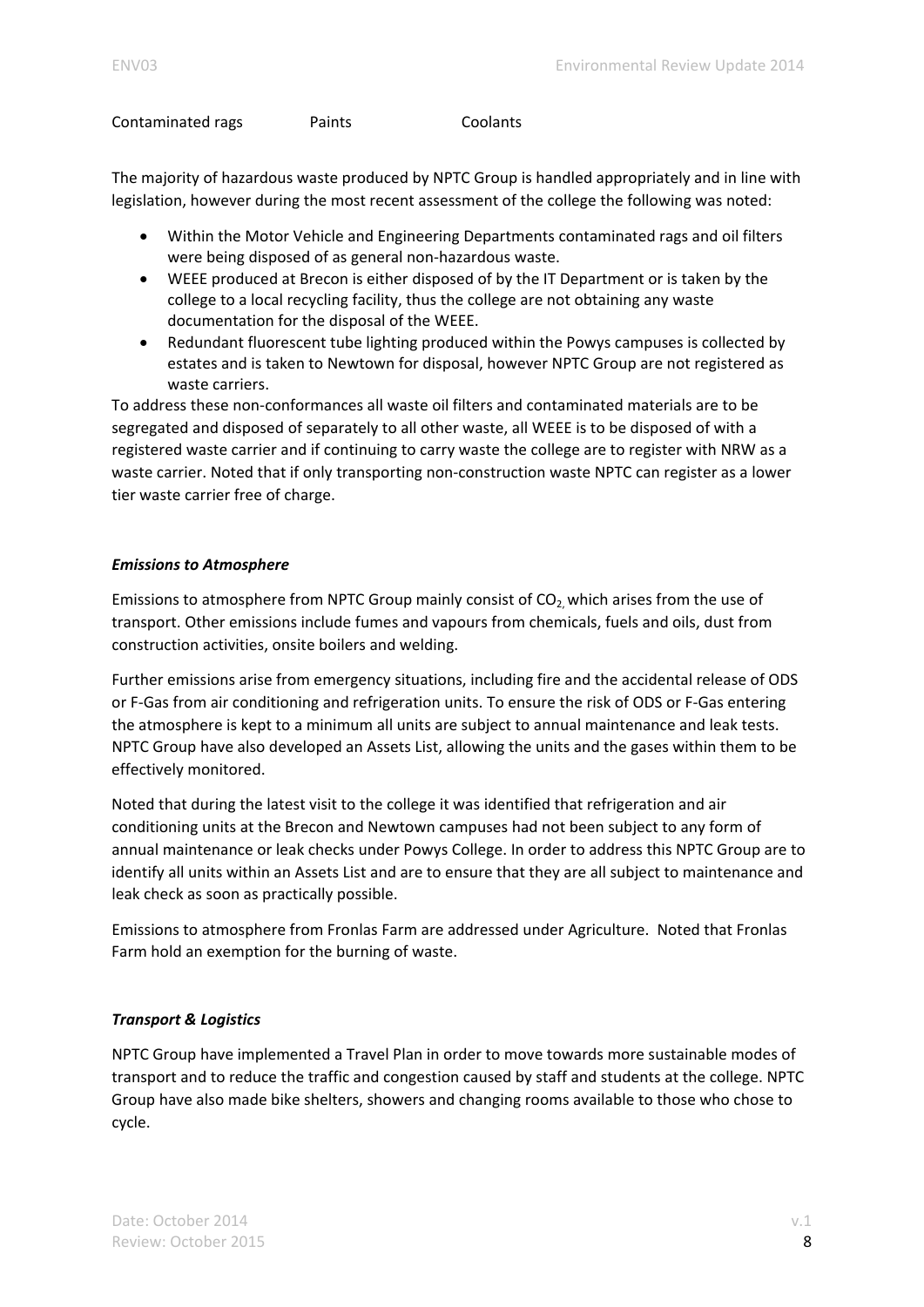Contaminated rags    Paints    Coolants

The majority of hazardous waste produced by NPTC Group is handled appropriately and in line with legislation, however during the most recent assessment of the college the following was noted:

- Within the Motor Vehicle and Engineering Departments contaminated rags and oil filters were being disposed of as general non-hazardous waste.
- WEEE produced at Brecon is either disposed of by the IT Department or is taken by the college to a local recycling facility, thus the college are not obtaining any waste documentation for the disposal of the WEEE.
- Redundant fluorescent tube lighting produced within the Powys campuses is collected by estates and is taken to Newtown for disposal, however NPTC Group are not registered as waste carriers.

To address these non-conformances all waste oil filters and contaminated materials are to be segregated and disposed of separately to all other waste, all WEEE is to be disposed of with a registered waste carrier and if continuing to carry waste the college are to register with NRW as a waste carrier. Noted that if only transporting non-construction waste NPTC can register as a lower tier waste carrier free of charge.

### *Emissions to Atmosphere*

Emissions to atmosphere from NPTC Group mainly consist of $CO_2$, which arises from the use of transport. Other emissions include fumes and vapours from chemicals, fuels and oils, dust from construction activities, onsite boilers and welding.

Further emissions arise from emergency situations, including fire and the accidental release of ODS or F-Gas from air conditioning and refrigeration units. To ensure the risk of ODS or F-Gas entering the atmosphere is kept to a minimum all units are subject to annual maintenance and leak tests. NPTC Group have also developed an Assets List, allowing the units and the gases within them to be effectively monitored.

Noted that during the latest visit to the college it was identified that refrigeration and air conditioning units at the Brecon and Newtown campuses had not been subject to any form of annual maintenance or leak checks under Powys College. In order to address this NPTC Group are to identify all units within an Assets List and are to ensure that they are all subject to maintenance and leak check as soon as practically possible.

Emissions to atmosphere from Fronlas Farm are addressed under Agriculture. Noted that Fronlas Farm hold an exemption for the burning of waste.

### *Transport & Logistics*

NPTC Group have implemented a Travel Plan in order to move towards more sustainable modes of transport and to reduce the traffic and congestion caused by staff and students at the college. NPTC Group have also made bike shelters, showers and changing rooms available to those who chose to cycle.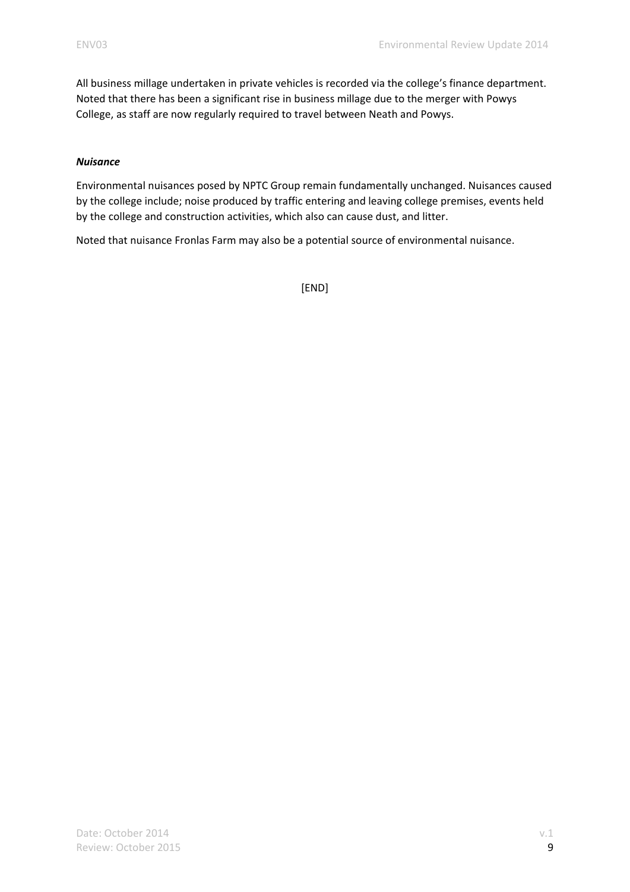All business millage undertaken in private vehicles is recorded via the college's finance department. Noted that there has been a significant rise in business millage due to the merger with Powys College, as staff are now regularly required to travel between Neath and Powys.

***Nuisance***

Environmental nuisances posed by NPTC Group remain fundamentally unchanged. Nuisances caused by the college include; noise produced by traffic entering and leaving college premises, events held by the college and construction activities, which also can cause dust, and litter.

Noted that nuisance Fronlas Farm may also be a potential source of environmental nuisance.

[END]